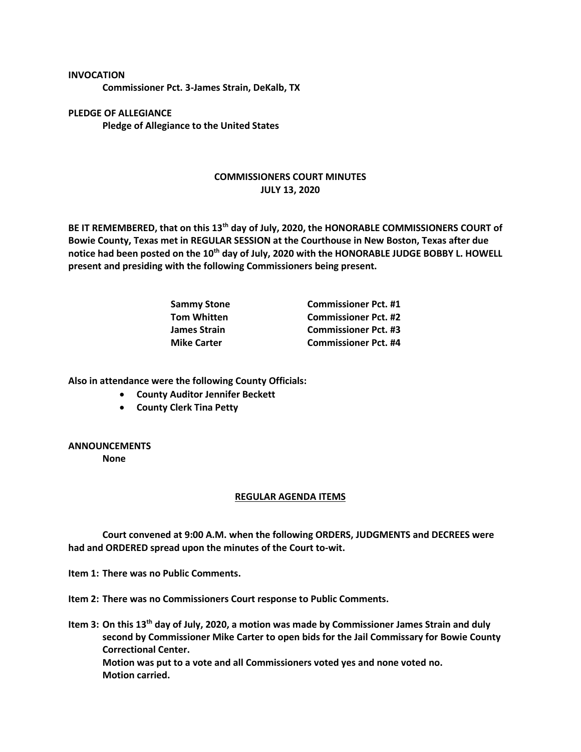**INVOCATION**

**Commissioner Pct. 3-James Strain, DeKalb, TX**

**PLEDGE OF ALLEGIANCE**

**Pledge of Allegiance to the United States**

# COMMISSIONERS COURT MINUTES
## JULY 13, 2020

**BE IT REMEMBERED, that on this 13th day of July, 2020, the HONORABLE COMMISSIONERS COURT of Bowie County, Texas met in REGULAR SESSION at the Courthouse in New Boston, Texas after due notice had been posted on the 10th day of July, 2020 with the HONORABLE JUDGE BOBBY L. HOWELL present and presiding with the following Commissioners being present.**

| | |
|---|---|
| **Sammy Stone** | **Commissioner Pct. #1** |
| **Tom Whitten** | **Commissioner Pct. #2** |
| **James Strain** | **Commissioner Pct. #3** |
| **Mike Carter** | **Commissioner Pct. #4** |

**Also in attendance were the following County Officials:**

- **County Auditor Jennifer Beckett**
- **County Clerk Tina Petty**

**ANNOUNCEMENTS**

**None**

## REGULAR AGENDA ITEMS

**Court convened at 9:00 A.M. when the following ORDERS, JUDGMENTS and DECREES were had and ORDERED spread upon the minutes of the Court to-wit.**

**Item 1: There was no Public Comments.**

**Item 2: There was no Commissioners Court response to Public Comments.**

**Item 3: On this 13th day of July, 2020, a motion was made by Commissioner James Strain and duly second by Commissioner Mike Carter to open bids for the Jail Commissary for Bowie County Correctional Center.**
**Motion was put to a vote and all Commissioners voted yes and none voted no.**
**Motion carried.**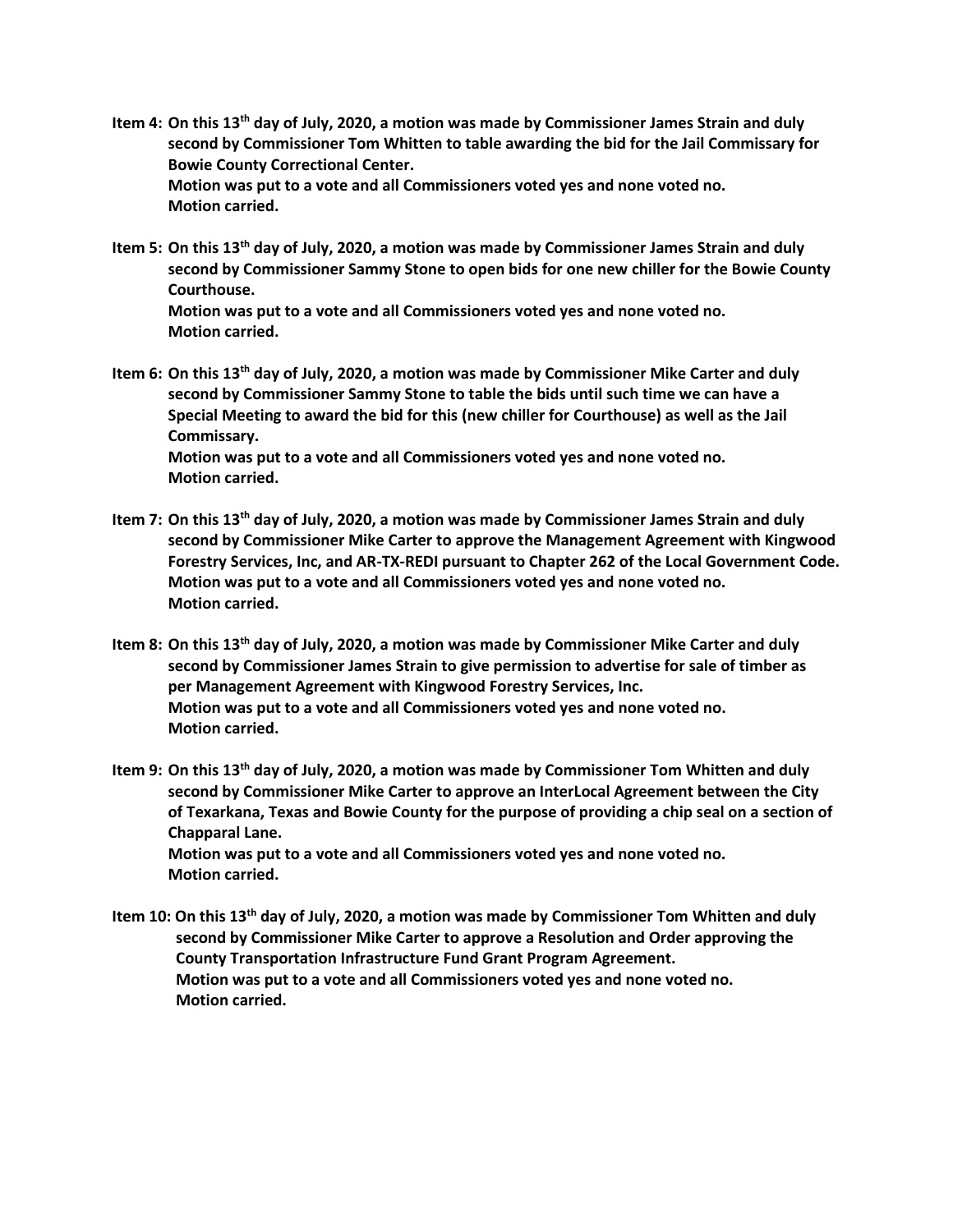**Item 4: On this 13th day of July, 2020, a motion was made by Commissioner James Strain and duly second by Commissioner Tom Whitten to table awarding the bid for the Jail Commissary for Bowie County Correctional Center.**
**Motion was put to a vote and all Commissioners voted yes and none voted no.**
**Motion carried.**

**Item 5: On this 13th day of July, 2020, a motion was made by Commissioner James Strain and duly second by Commissioner Sammy Stone to open bids for one new chiller for the Bowie County Courthouse.**
**Motion was put to a vote and all Commissioners voted yes and none voted no.**
**Motion carried.**

**Item 6: On this 13th day of July, 2020, a motion was made by Commissioner Mike Carter and duly second by Commissioner Sammy Stone to table the bids until such time we can have a Special Meeting to award the bid for this (new chiller for Courthouse) as well as the Jail Commissary.**
**Motion was put to a vote and all Commissioners voted yes and none voted no.**
**Motion carried.**

**Item 7: On this 13th day of July, 2020, a motion was made by Commissioner James Strain and duly second by Commissioner Mike Carter to approve the Management Agreement with Kingwood Forestry Services, Inc, and AR-TX-REDI pursuant to Chapter 262 of the Local Government Code.**
**Motion was put to a vote and all Commissioners voted yes and none voted no.**
**Motion carried.**

**Item 8: On this 13th day of July, 2020, a motion was made by Commissioner Mike Carter and duly second by Commissioner James Strain to give permission to advertise for sale of timber as per Management Agreement with Kingwood Forestry Services, Inc.**
**Motion was put to a vote and all Commissioners voted yes and none voted no.**
**Motion carried.**

**Item 9: On this 13th day of July, 2020, a motion was made by Commissioner Tom Whitten and duly second by Commissioner Mike Carter to approve an InterLocal Agreement between the City of Texarkana, Texas and Bowie County for the purpose of providing a chip seal on a section of Chapparal Lane.**
**Motion was put to a vote and all Commissioners voted yes and none voted no.**
**Motion carried.**

**Item 10: On this 13th day of July, 2020, a motion was made by Commissioner Tom Whitten and duly second by Commissioner Mike Carter to approve a Resolution and Order approving the County Transportation Infrastructure Fund Grant Program Agreement.**
**Motion was put to a vote and all Commissioners voted yes and none voted no.**
**Motion carried.**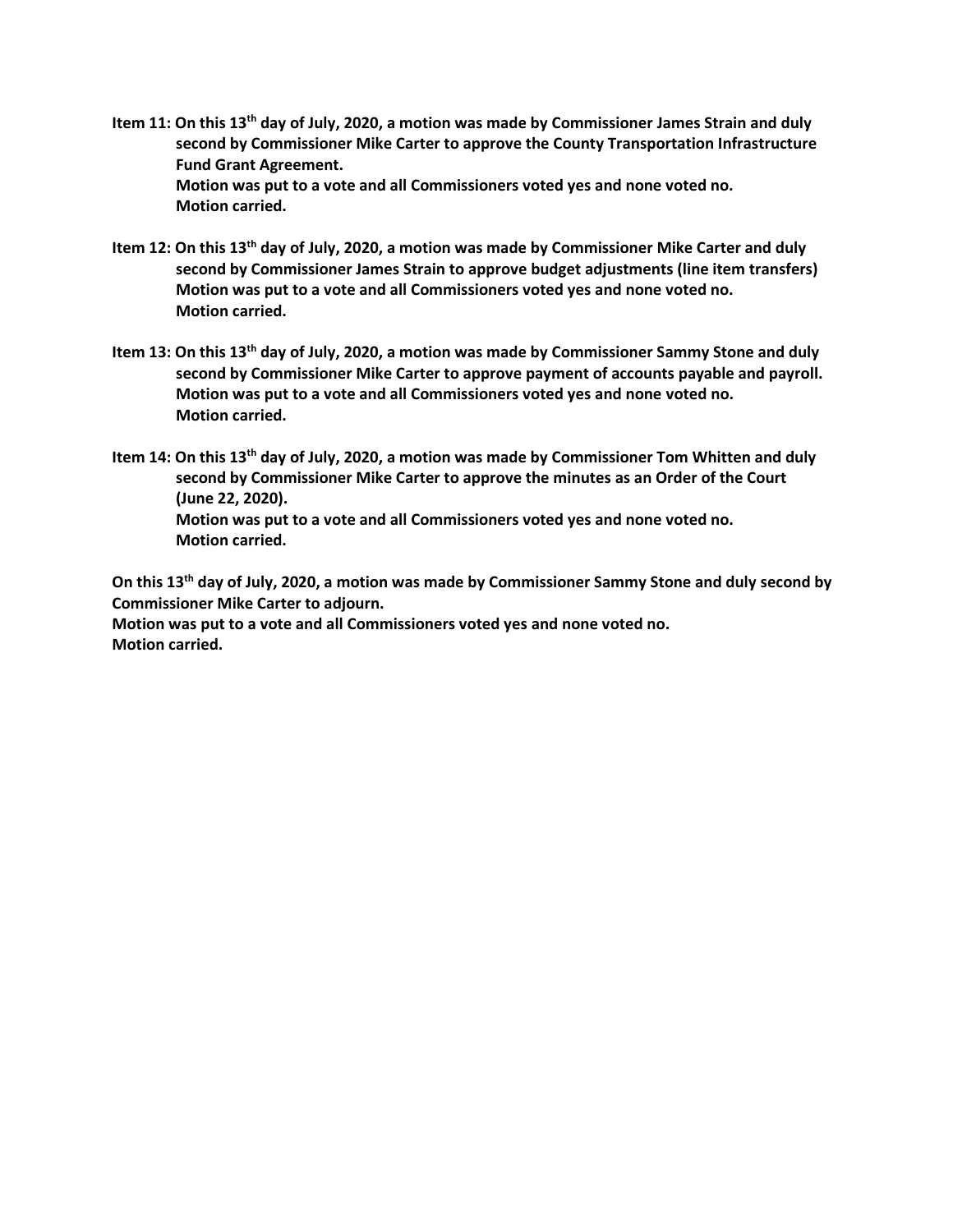**Item 11: On this 13th day of July, 2020, a motion was made by Commissioner James Strain and duly second by Commissioner Mike Carter to approve the County Transportation Infrastructure Fund Grant Agreement.**
**Motion was put to a vote and all Commissioners voted yes and none voted no.**
**Motion carried.**

**Item 12: On this 13th day of July, 2020, a motion was made by Commissioner Mike Carter and duly second by Commissioner James Strain to approve budget adjustments (line item transfers)**
**Motion was put to a vote and all Commissioners voted yes and none voted no.**
**Motion carried.**

**Item 13: On this 13th day of July, 2020, a motion was made by Commissioner Sammy Stone and duly second by Commissioner Mike Carter to approve payment of accounts payable and payroll.**
**Motion was put to a vote and all Commissioners voted yes and none voted no.**
**Motion carried.**

**Item 14: On this 13th day of July, 2020, a motion was made by Commissioner Tom Whitten and duly second by Commissioner Mike Carter to approve the minutes as an Order of the Court (June 22, 2020).**
**Motion was put to a vote and all Commissioners voted yes and none voted no.**
**Motion carried.**

**On this 13th day of July, 2020, a motion was made by Commissioner Sammy Stone and duly second by Commissioner Mike Carter to adjourn.**
**Motion was put to a vote and all Commissioners voted yes and none voted no.**
**Motion carried.**